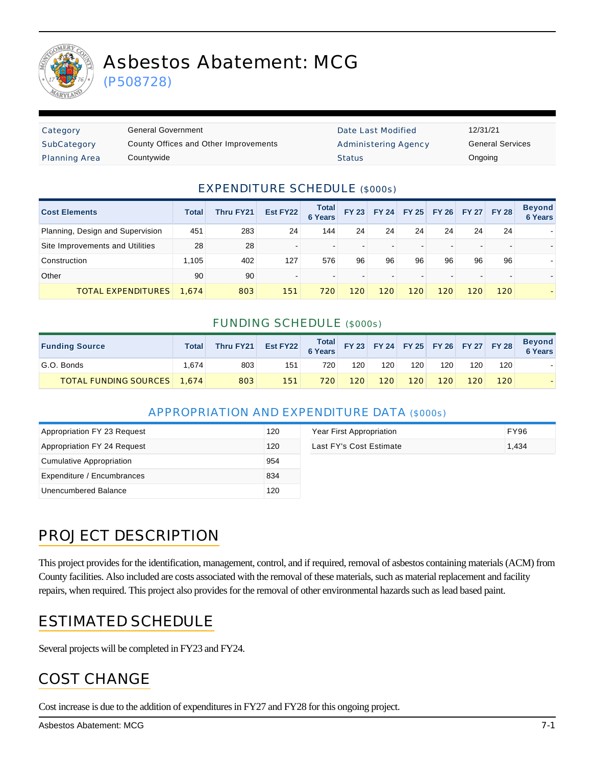# Asbestos Abatement: MCG

(P508728)

| Category | General Government | Date Last Modified | 12/31/21 |
|---|---|---|---|
| SubCategory | County Offices and Other Improvements | Administering Agency | General Services |
| Planning Area | Countywide | Status | Ongoing |

## EXPENDITURE SCHEDULE ($000s)

| Cost Elements | Total | Thru FY21 | Est FY22 | Total 6 Years | FY 23 | FY 24 | FY 25 | FY 26 | FY 27 | FY 28 | Beyond 6 Years |
|---|---|---|---|---|---|---|---|---|---|---|---|
| Planning, Design and Supervision | 451 | 283 | 24 | 144 | 24 | 24 | 24 | 24 | 24 | 24 | - |
| Site Improvements and Utilities | 28 | 28 | - | - | - | - | - | - | - | - | - |
| Construction | 1,105 | 402 | 127 | 576 | 96 | 96 | 96 | 96 | 96 | 96 | - |
| Other | 90 | 90 | - | - | - | - | - | - | - | - | - |
| TOTAL EXPENDITURES | 1,674 | 803 | 151 | 720 | 120 | 120 | 120 | 120 | 120 | 120 | - |

## FUNDING SCHEDULE ($000s)

| Funding Source | Total | Thru FY21 | Est FY22 | Total 6 Years | FY 23 | FY 24 | FY 25 | FY 26 | FY 27 | FY 28 | Beyond 6 Years |
|---|---|---|---|---|---|---|---|---|---|---|---|
| G.O. Bonds | 1,674 | 803 | 151 | 720 | 120 | 120 | 120 | 120 | 120 | 120 | - |
| TOTAL FUNDING SOURCES | 1,674 | 803 | 151 | 720 | 120 | 120 | 120 | 120 | 120 | 120 | - |

## APPROPRIATION AND EXPENDITURE DATA ($000s)

| | |
|---|---|
| Appropriation FY 23 Request | 120 |
| Appropriation FY 24 Request | 120 |
| Cumulative Appropriation | 954 |
| Expenditure / Encumbrances | 834 |
| Unencumbered Balance | 120 |

| | |
|---|---|
| Year First Appropriation | FY96 |
| Last FY's Cost Estimate | 1,434 |

## PROJECT DESCRIPTION

This project provides for the identification, management, control, and if required, removal of asbestos containing materials (ACM) from County facilities. Also included are costs associated with the removal of these materials, such as material replacement and facility repairs, when required. This project also provides for the removal of other environmental hazards such as lead based paint.

## ESTIMATED SCHEDULE

Several projects will be completed in FY23 and FY24.

## COST CHANGE

Cost increase is due to the addition of expenditures in FY27 and FY28 for this ongoing project.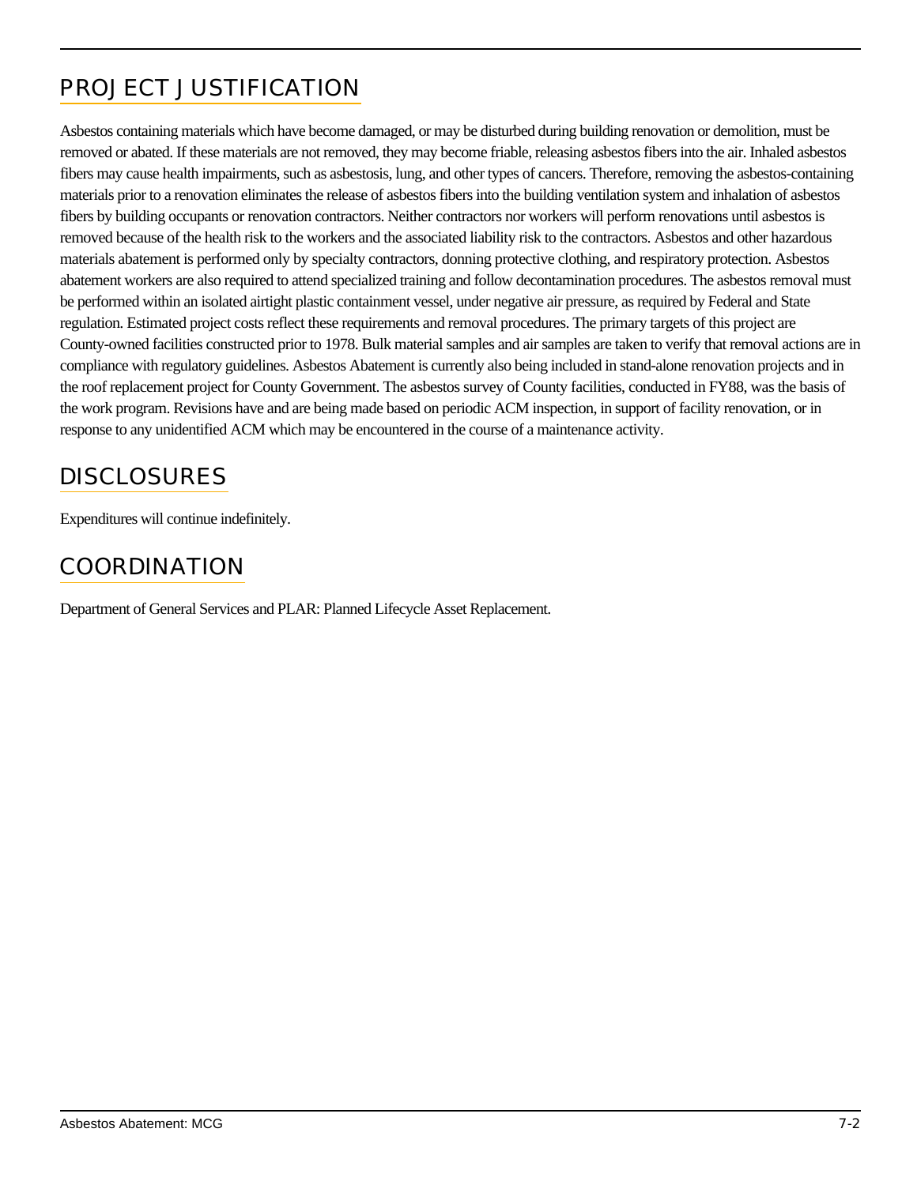## PROJECT JUSTIFICATION

Asbestos containing materials which have become damaged, or may be disturbed during building renovation or demolition, must be removed or abated. If these materials are not removed, they may become friable, releasing asbestos fibers into the air. Inhaled asbestos fibers may cause health impairments, such as asbestosis, lung, and other types of cancers. Therefore, removing the asbestos-containing materials prior to a renovation eliminates the release of asbestos fibers into the building ventilation system and inhalation of asbestos fibers by building occupants or renovation contractors. Neither contractors nor workers will perform renovations until asbestos is removed because of the health risk to the workers and the associated liability risk to the contractors. Asbestos and other hazardous materials abatement is performed only by specialty contractors, donning protective clothing, and respiratory protection. Asbestos abatement workers are also required to attend specialized training and follow decontamination procedures. The asbestos removal must be performed within an isolated airtight plastic containment vessel, under negative air pressure, as required by Federal and State regulation. Estimated project costs reflect these requirements and removal procedures. The primary targets of this project are County-owned facilities constructed prior to 1978. Bulk material samples and air samples are taken to verify that removal actions are in compliance with regulatory guidelines. Asbestos Abatement is currently also being included in stand-alone renovation projects and in the roof replacement project for County Government. The asbestos survey of County facilities, conducted in FY88, was the basis of the work program. Revisions have and are being made based on periodic ACM inspection, in support of facility renovation, or in response to any unidentified ACM which may be encountered in the course of a maintenance activity.

## DISCLOSURES

Expenditures will continue indefinitely.

## COORDINATION

Department of General Services and PLAR: Planned Lifecycle Asset Replacement.